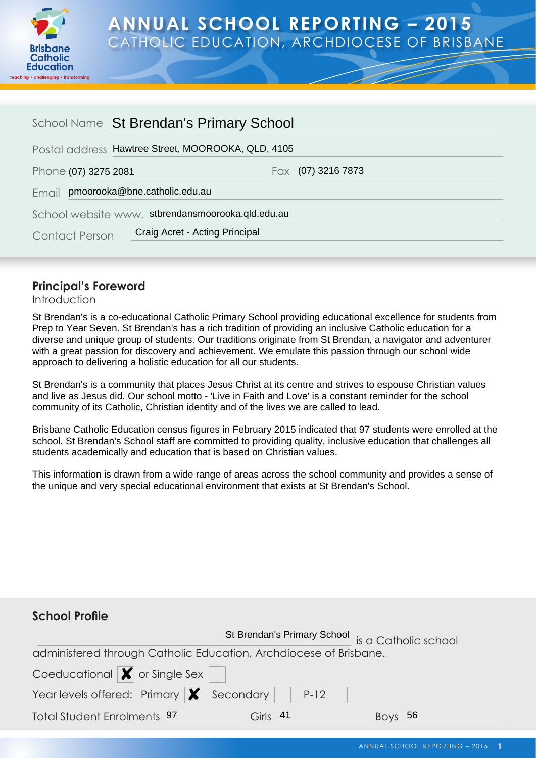# ANNUAL SCHOOL REPORTING – 2015

CATHOLIC EDUCATION, ARCHDIOCESE OF BRISBANE

School Name St Brendan's Primary School

Postal address Hawtree Street, MOOROOKA, QLD, 4105

Phone (07) 3275 2081 Fax (07) 3216 7873

Email pmoorooka@bne.catholic.edu.au

School website www. stbrendansmoorooka.qld.edu.au

Contact Person Craig Acret - Acting Principal

## Principal's Foreword

Introduction

St Brendan's is a co-educational Catholic Primary School providing educational excellence for students from Prep to Year Seven. St Brendan's has a rich tradition of providing an inclusive Catholic education for a diverse and unique group of students. Our traditions originate from St Brendan, a navigator and adventurer with a great passion for discovery and achievement. We emulate this passion through our school wide approach to delivering a holistic education for all our students.

St Brendan's is a community that places Jesus Christ at its centre and strives to espouse Christian values and live as Jesus did. Our school motto - 'Live in Faith and Love' is a constant reminder for the school community of its Catholic, Christian identity and of the lives we are called to lead.

Brisbane Catholic Education census figures in February 2015 indicated that 97 students were enrolled at the school. St Brendan's School staff are committed to providing quality, inclusive education that challenges all students academically and education that is based on Christian values.

This information is drawn from a wide range of areas across the school community and provides a sense of the unique and very special educational environment that exists at St Brendan's School.

## School Profile

St Brendan's Primary School is a Catholic school administered through Catholic Education, Archdiocese of Brisbane.

Coeducational [X] or Single Sex [ ]

Year levels offered: Primary [X] Secondary [ ] P-12 [ ]

Total Student Enrolments 97 Girls 41 Boys 56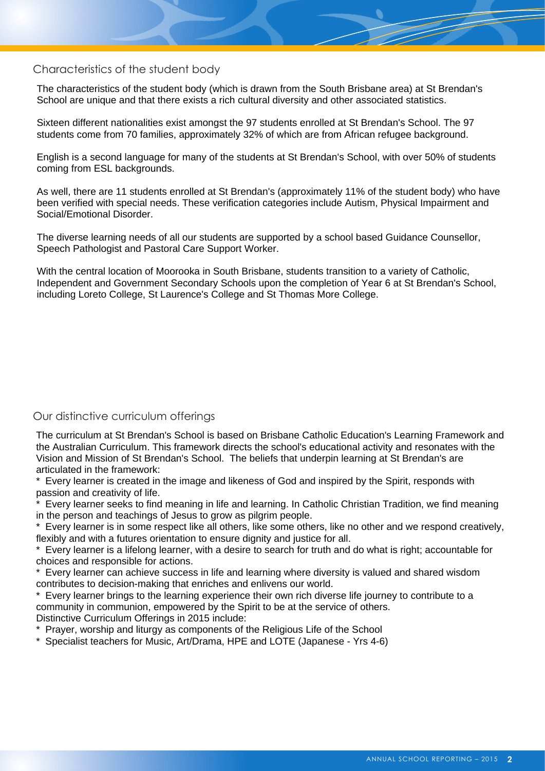## Characteristics of the student body

The characteristics of the student body (which is drawn from the South Brisbane area) at St Brendan's School are unique and that there exists a rich cultural diversity and other associated statistics.

Sixteen different nationalities exist amongst the 97 students enrolled at St Brendan's School. The 97 students come from 70 families, approximately 32% of which are from African refugee background.

English is a second language for many of the students at St Brendan's School, with over 50% of students coming from ESL backgrounds.

As well, there are 11 students enrolled at St Brendan's (approximately 11% of the student body) who have been verified with special needs. These verification categories include Autism, Physical Impairment and Social/Emotional Disorder.

The diverse learning needs of all our students are supported by a school based Guidance Counsellor, Speech Pathologist and Pastoral Care Support Worker.

With the central location of Moorooka in South Brisbane, students transition to a variety of Catholic, Independent and Government Secondary Schools upon the completion of Year 6 at St Brendan's School, including Loreto College, St Laurence's College and St Thomas More College.

## Our distinctive curriculum offerings

The curriculum at St Brendan's School is based on Brisbane Catholic Education's Learning Framework and the Australian Curriculum. This framework directs the school's educational activity and resonates with the Vision and Mission of St Brendan's School. The beliefs that underpin learning at St Brendan's are articulated in the framework:

* Every learner is created in the image and likeness of God and inspired by the Spirit, responds with passion and creativity of life.
* Every learner seeks to find meaning in life and learning. In Catholic Christian Tradition, we find meaning in the person and teachings of Jesus to grow as pilgrim people.
* Every learner is in some respect like all others, like some others, like no other and we respond creatively, flexibly and with a futures orientation to ensure dignity and justice for all.
* Every learner is a lifelong learner, with a desire to search for truth and do what is right; accountable for choices and responsible for actions.
* Every learner can achieve success in life and learning where diversity is valued and shared wisdom contributes to decision-making that enriches and enlivens our world.
* Every learner brings to the learning experience their own rich diverse life journey to contribute to a community in communion, empowered by the Spirit to be at the service of others.

Distinctive Curriculum Offerings in 2015 include:

* Prayer, worship and liturgy as components of the Religious Life of the School
* Specialist teachers for Music, Art/Drama, HPE and LOTE (Japanese - Yrs 4-6)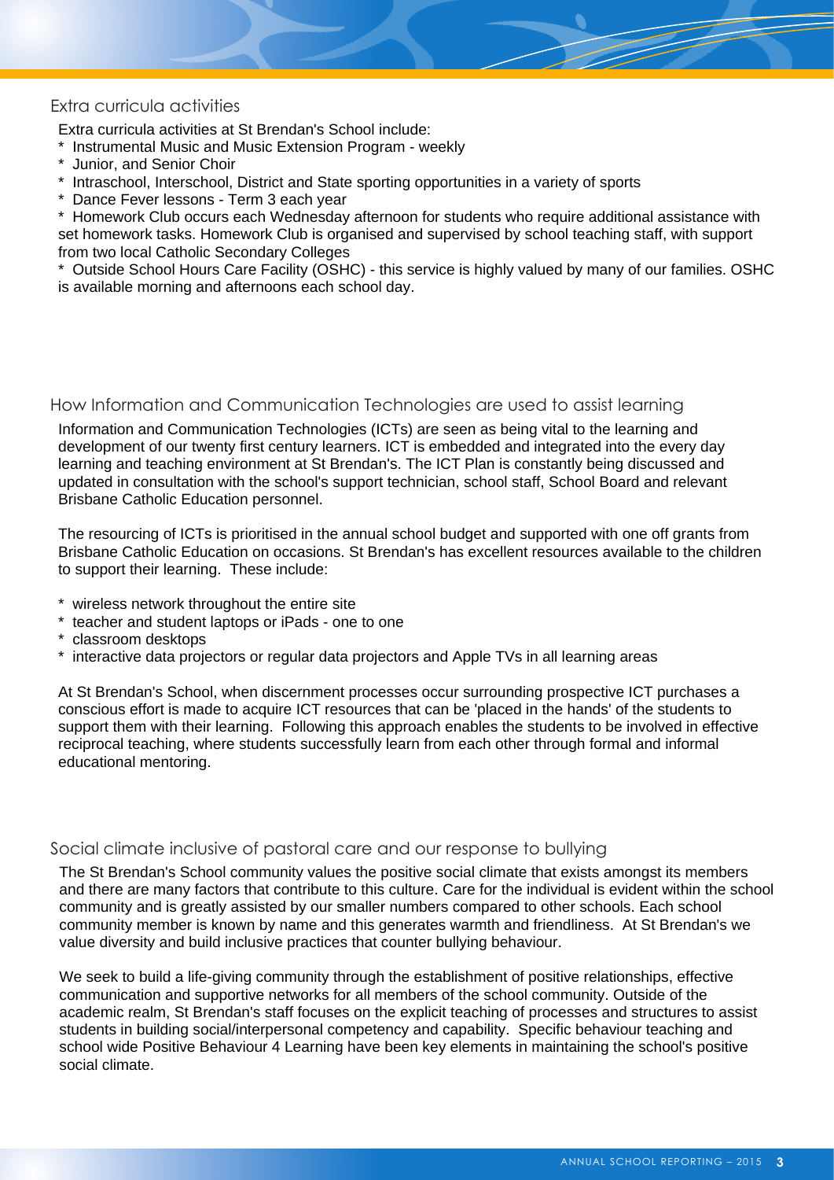## Extra curricula activities

Extra curricula activities at St Brendan's School include:

* Instrumental Music and Music Extension Program - weekly
* Junior, and Senior Choir
* Intraschool, Interschool, District and State sporting opportunities in a variety of sports
* Dance Fever lessons - Term 3 each year
* Homework Club occurs each Wednesday afternoon for students who require additional assistance with set homework tasks. Homework Club is organised and supervised by school teaching staff, with support from two local Catholic Secondary Colleges
* Outside School Hours Care Facility (OSHC) - this service is highly valued by many of our families. OSHC is available morning and afternoons each school day.

## How Information and Communication Technologies are used to assist learning

Information and Communication Technologies (ICTs) are seen as being vital to the learning and development of our twenty first century learners. ICT is embedded and integrated into the every day learning and teaching environment at St Brendan's. The ICT Plan is constantly being discussed and updated in consultation with the school's support technician, school staff, School Board and relevant Brisbane Catholic Education personnel.

The resourcing of ICTs is prioritised in the annual school budget and supported with one off grants from Brisbane Catholic Education on occasions. St Brendan's has excellent resources available to the children to support their learning. These include:

* wireless network throughout the entire site
* teacher and student laptops or iPads - one to one
* classroom desktops
* interactive data projectors or regular data projectors and Apple TVs in all learning areas

At St Brendan's School, when discernment processes occur surrounding prospective ICT purchases a conscious effort is made to acquire ICT resources that can be 'placed in the hands' of the students to support them with their learning. Following this approach enables the students to be involved in effective reciprocal teaching, where students successfully learn from each other through formal and informal educational mentoring.

## Social climate inclusive of pastoral care and our response to bullying

The St Brendan's School community values the positive social climate that exists amongst its members and there are many factors that contribute to this culture. Care for the individual is evident within the school community and is greatly assisted by our smaller numbers compared to other schools. Each school community member is known by name and this generates warmth and friendliness. At St Brendan's we value diversity and build inclusive practices that counter bullying behaviour.

We seek to build a life-giving community through the establishment of positive relationships, effective communication and supportive networks for all members of the school community. Outside of the academic realm, St Brendan's staff focuses on the explicit teaching of processes and structures to assist students in building social/interpersonal competency and capability. Specific behaviour teaching and school wide Positive Behaviour 4 Learning have been key elements in maintaining the school's positive social climate.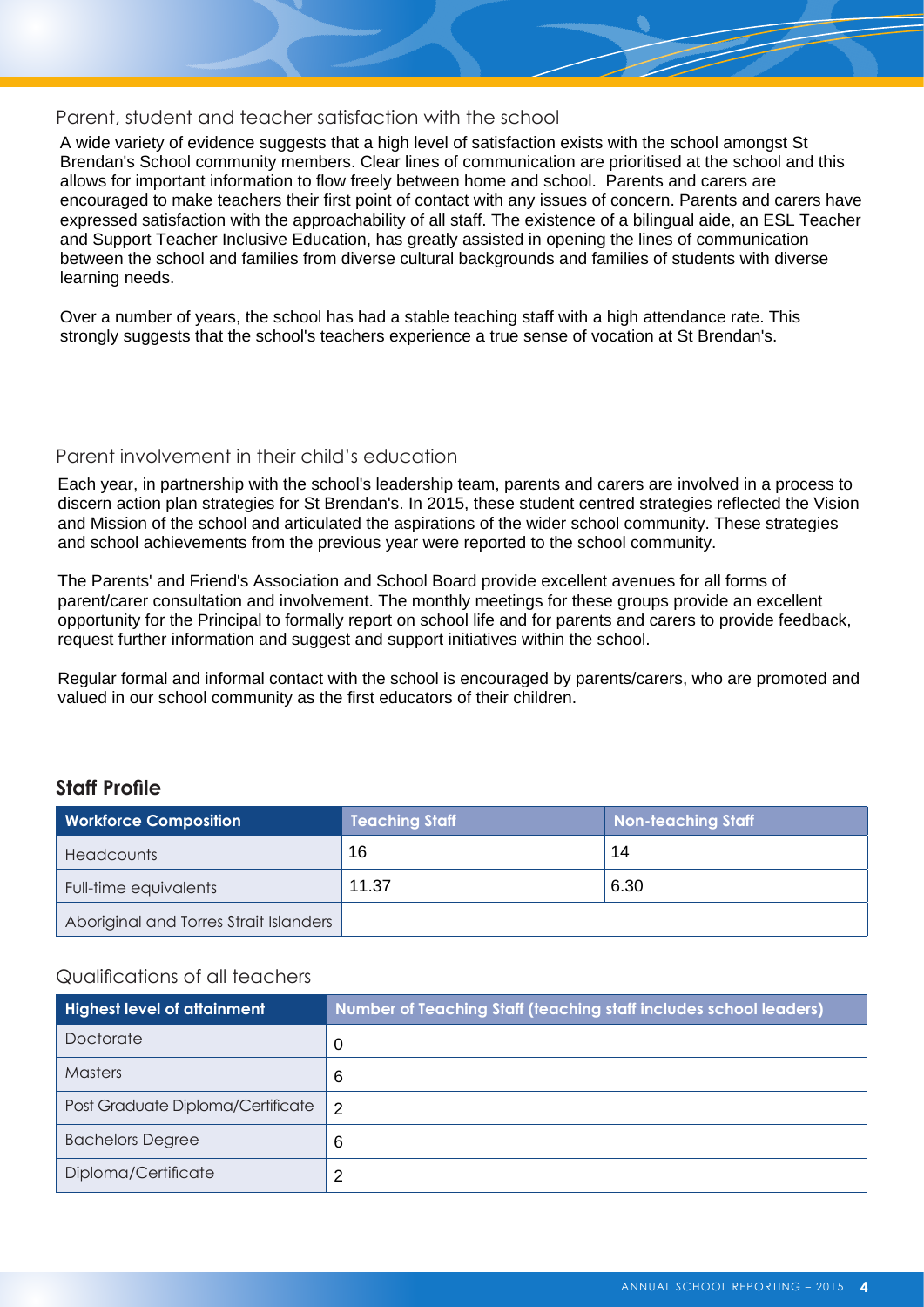## Parent, student and teacher satisfaction with the school

A wide variety of evidence suggests that a high level of satisfaction exists with the school amongst St Brendan's School community members. Clear lines of communication are prioritised at the school and this allows for important information to flow freely between home and school. Parents and carers are encouraged to make teachers their first point of contact with any issues of concern. Parents and carers have expressed satisfaction with the approachability of all staff. The existence of a bilingual aide, an ESL Teacher and Support Teacher Inclusive Education, has greatly assisted in opening the lines of communication between the school and families from diverse cultural backgrounds and families of students with diverse learning needs.

Over a number of years, the school has had a stable teaching staff with a high attendance rate. This strongly suggests that the school's teachers experience a true sense of vocation at St Brendan's.

## Parent involvement in their child's education

Each year, in partnership with the school's leadership team, parents and carers are involved in a process to discern action plan strategies for St Brendan's. In 2015, these student centred strategies reflected the Vision and Mission of the school and articulated the aspirations of the wider school community. These strategies and school achievements from the previous year were reported to the school community.

The Parents' and Friend's Association and School Board provide excellent avenues for all forms of parent/carer consultation and involvement. The monthly meetings for these groups provide an excellent opportunity for the Principal to formally report on school life and for parents and carers to provide feedback, request further information and suggest and support initiatives within the school.

Regular formal and informal contact with the school is encouraged by parents/carers, who are promoted and valued in our school community as the first educators of their children.

## Staff Profile

| Workforce Composition | Teaching Staff | Non-teaching Staff |
|---|---|---|
| Headcounts | 16 | 14 |
| Full-time equivalents | 11.37 | 6.30 |
| Aboriginal and Torres Strait Islanders | | |

### Qualifications of all teachers

| Highest level of attainment | Number of Teaching Staff (teaching staff includes school leaders) |
|---|---|
| Doctorate | 0 |
| Masters | 6 |
| Post Graduate Diploma/Certificate | 2 |
| Bachelors Degree | 6 |
| Diploma/Certificate | 2 |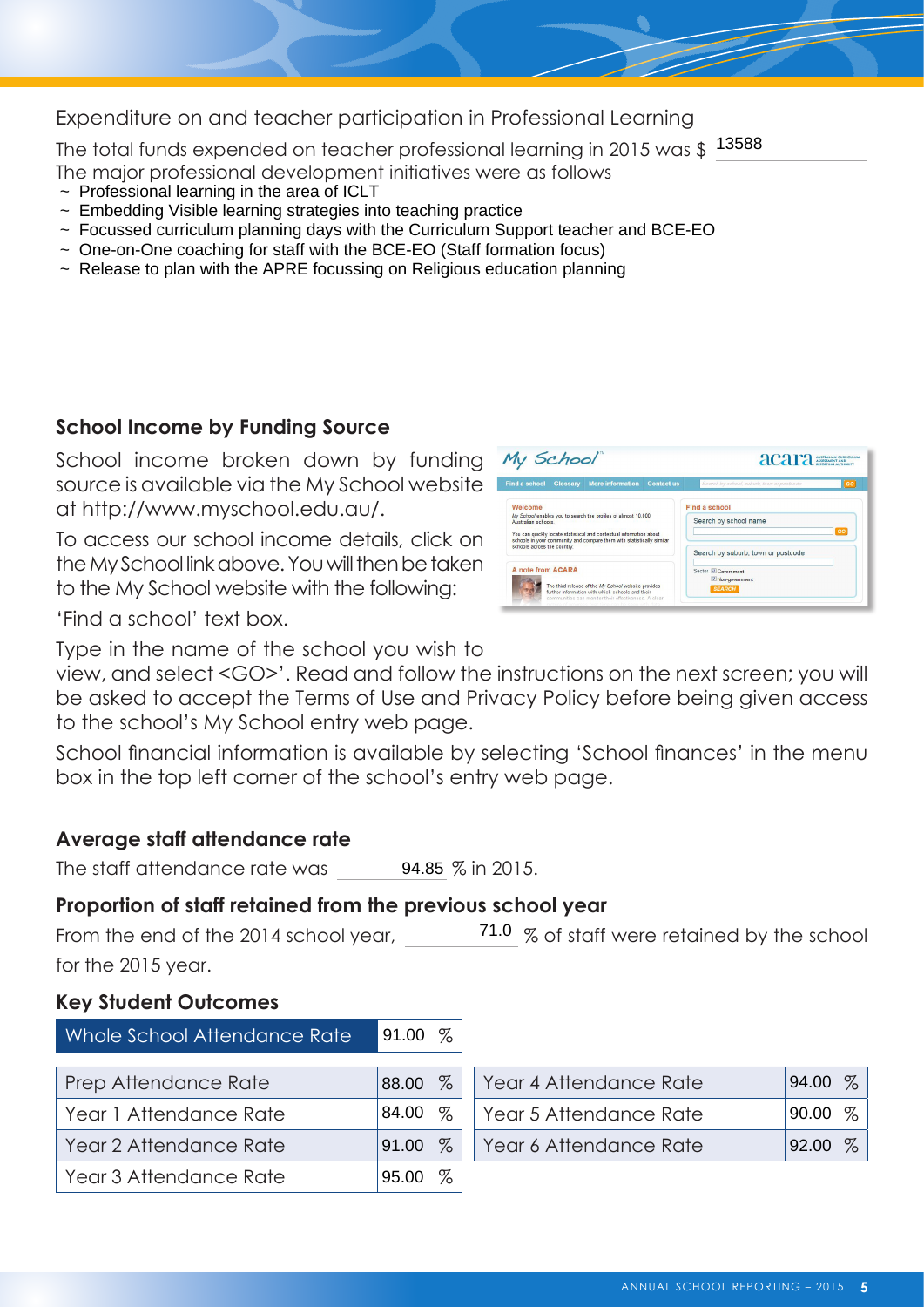## Expenditure on and teacher participation in Professional Learning

The total funds expended on teacher professional learning in 2015 was $ 13588

The major professional development initiatives were as follows

- Professional learning in the area of ICLT
- Embedding Visible learning strategies into teaching practice
- Focussed curriculum planning days with the Curriculum Support teacher and BCE-EO
- One-on-One coaching for staff with the BCE-EO (Staff formation focus)
- Release to plan with the APRE focussing on Religious education planning

### School Income by Funding Source

School income broken down by funding source is available via the My School website at http://www.myschool.edu.au/.

To access our school income details, click on the My School link above. You will then be taken to the My School website with the following:

'Find a school' text box.

Type in the name of the school you wish to view, and select <GO>'. Read and follow the instructions on the next screen; you will be asked to accept the Terms of Use and Privacy Policy before being given access to the school's My School entry web page.

School financial information is available by selecting 'School finances' in the menu box in the top left corner of the school's entry web page.

### Average staff attendance rate

The staff attendance rate was 94.85 % in 2015.

### Proportion of staff retained from the previous school year

From the end of the 2014 school year, 71.0 % of staff were retained by the school for the 2015 year.

### Key Student Outcomes

| Whole School Attendance Rate | 91.00 % |
|---|---|

| Attendance | Rate |
|---|---|
| Prep Attendance Rate | 88.00 % |
| Year 1 Attendance Rate | 84.00 % |
| Year 2 Attendance Rate | 91.00 % |
| Year 3 Attendance Rate | 95.00 % |
| Year 4 Attendance Rate | 94.00 % |
| Year 5 Attendance Rate | 90.00 % |
| Year 6 Attendance Rate | 92.00 % |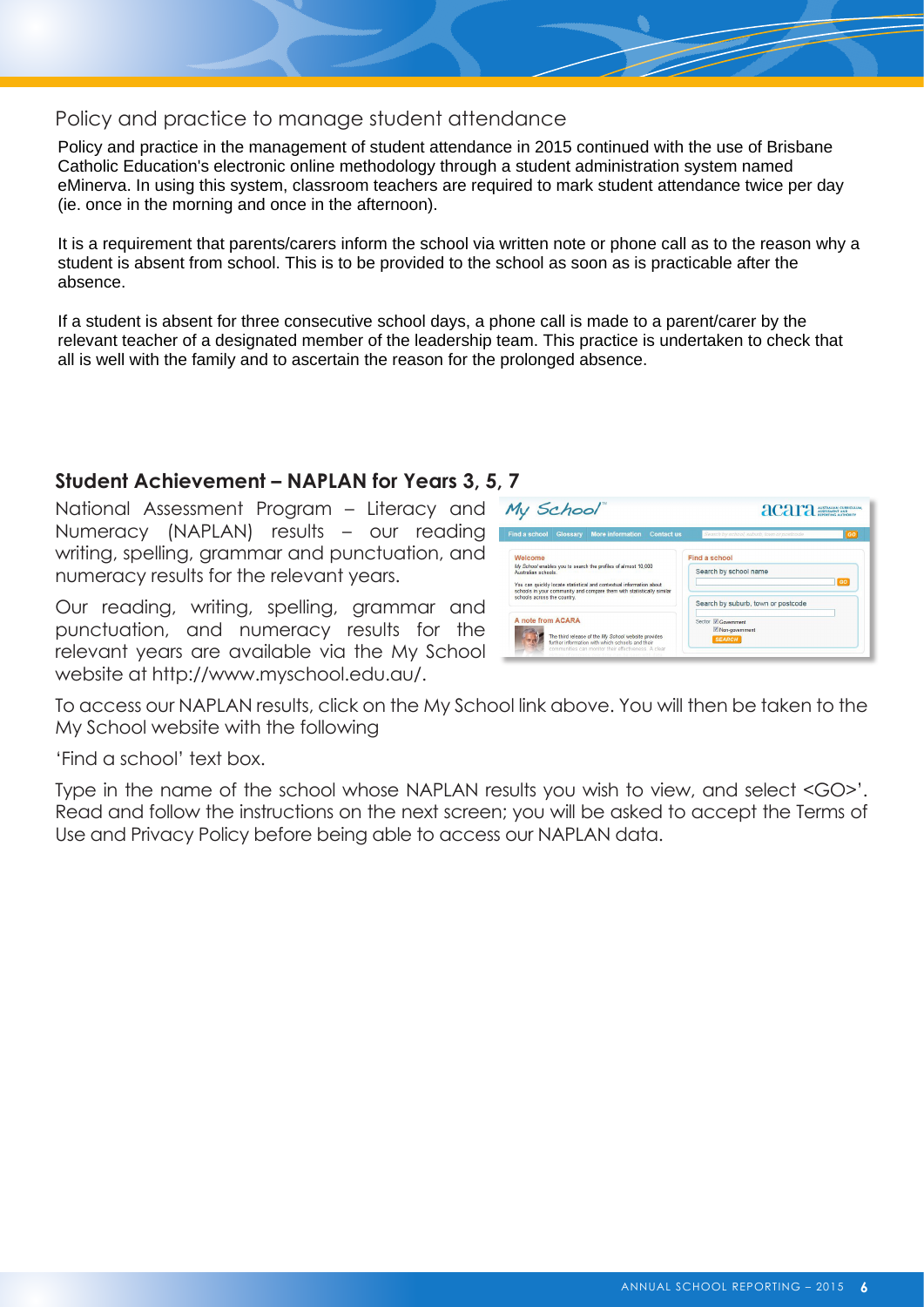## Policy and practice to manage student attendance

Policy and practice in the management of student attendance in 2015 continued with the use of Brisbane Catholic Education's electronic online methodology through a student administration system named eMinerva. In using this system, classroom teachers are required to mark student attendance twice per day (ie. once in the morning and once in the afternoon).

It is a requirement that parents/carers inform the school via written note or phone call as to the reason why a student is absent from school. This is to be provided to the school as soon as is practicable after the absence.

If a student is absent for three consecutive school days, a phone call is made to a parent/carer by the relevant teacher of a designated member of the leadership team. This practice is undertaken to check that all is well with the family and to ascertain the reason for the prolonged absence.

## Student Achievement – NAPLAN for Years 3, 5, 7

National Assessment Program – Literacy and Numeracy (NAPLAN) results – our reading writing, spelling, grammar and punctuation, and numeracy results for the relevant years.

Our reading, writing, spelling, grammar and punctuation, and numeracy results for the relevant years are available via the My School website at http://www.myschool.edu.au/.

To access our NAPLAN results, click on the My School link above. You will then be taken to the My School website with the following

'Find a school' text box.

Type in the name of the school whose NAPLAN results you wish to view, and select <GO>'. Read and follow the instructions on the next screen; you will be asked to accept the Terms of Use and Privacy Policy before being able to access our NAPLAN data.